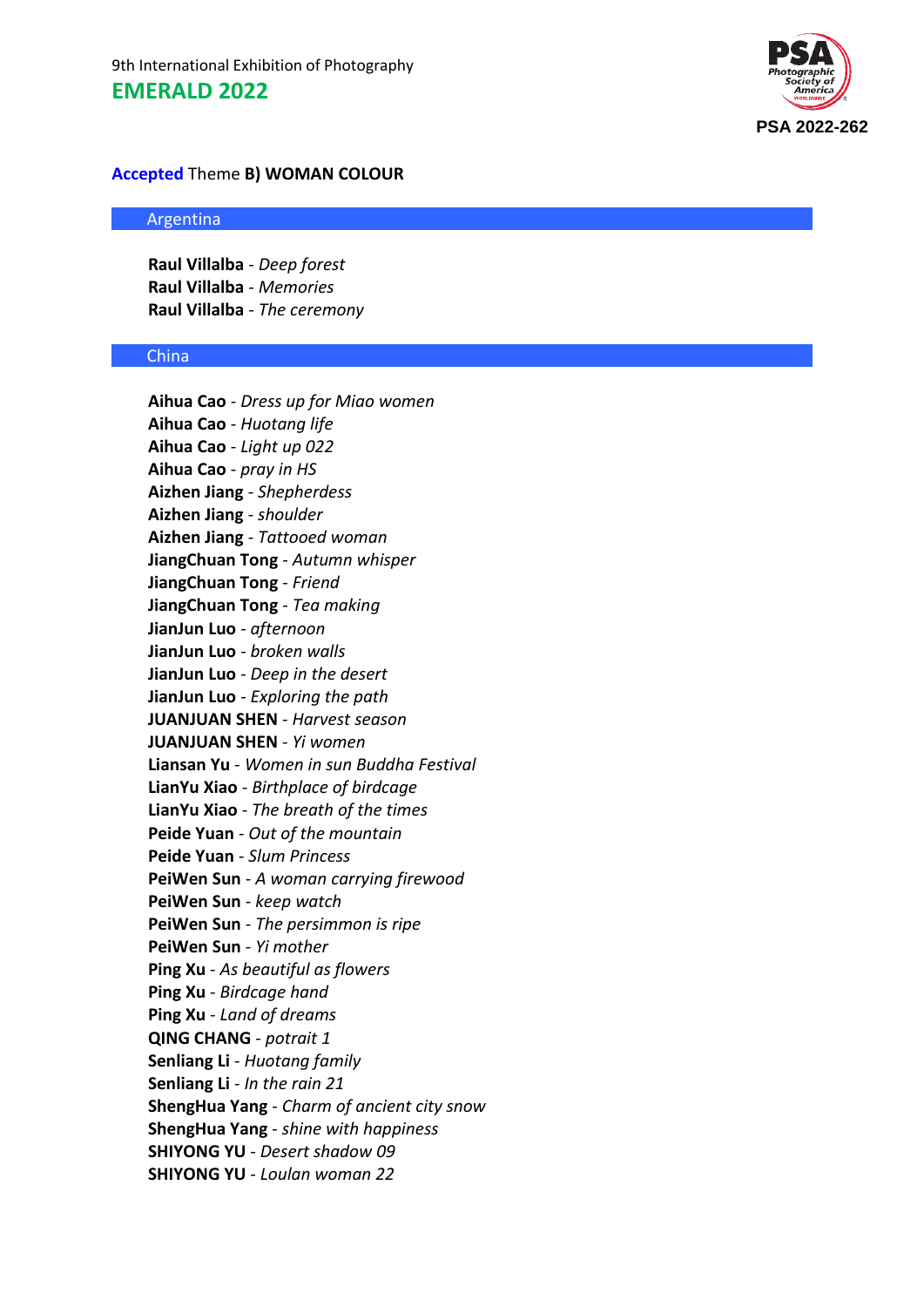9th International Exhibition of Photography

# EMERALD 2022

PSA 2022-262

## Accepted Theme B) WOMAN COLOUR

### Argentina

**Raul Villalba** - *Deep forest*
**Raul Villalba** - *Memories*
**Raul Villalba** - *The ceremony*

### China

**Aihua Cao** - *Dress up for Miao women*
**Aihua Cao** - *Huotang life*
**Aihua Cao** - *Light up 022*
**Aihua Cao** - *pray in HS*
**Aizhen Jiang** - *Shepherdess*
**Aizhen Jiang** - *shoulder*
**Aizhen Jiang** - *Tattooed woman*
**JiangChuan Tong** - *Autumn whisper*
**JiangChuan Tong** - *Friend*
**JiangChuan Tong** - *Tea making*
**JianJun Luo** - *afternoon*
**JianJun Luo** - *broken walls*
**JianJun Luo** - *Deep in the desert*
**JianJun Luo** - *Exploring the path*
**JUANJUAN SHEN** - *Harvest season*
**JUANJUAN SHEN** - *Yi women*
**Liansan Yu** - *Women in sun Buddha Festival*
**LianYu Xiao** - *Birthplace of birdcage*
**LianYu Xiao** - *The breath of the times*
**Peide Yuan** - *Out of the mountain*
**Peide Yuan** - *Slum Princess*
**PeiWen Sun** - *A woman carrying firewood*
**PeiWen Sun** - *keep watch*
**PeiWen Sun** - *The persimmon is ripe*
**PeiWen Sun** - *Yi mother*
**Ping Xu** - *As beautiful as flowers*
**Ping Xu** - *Birdcage hand*
**Ping Xu** - *Land of dreams*
**QING CHANG** - *potrait 1*
**Senliang Li** - *Huotang family*
**Senliang Li** - *In the rain 21*
**ShengHua Yang** - *Charm of ancient city snow*
**ShengHua Yang** - *shine with happiness*
**SHIYONG YU** - *Desert shadow 09*
**SHIYONG YU** - *Loulan woman 22*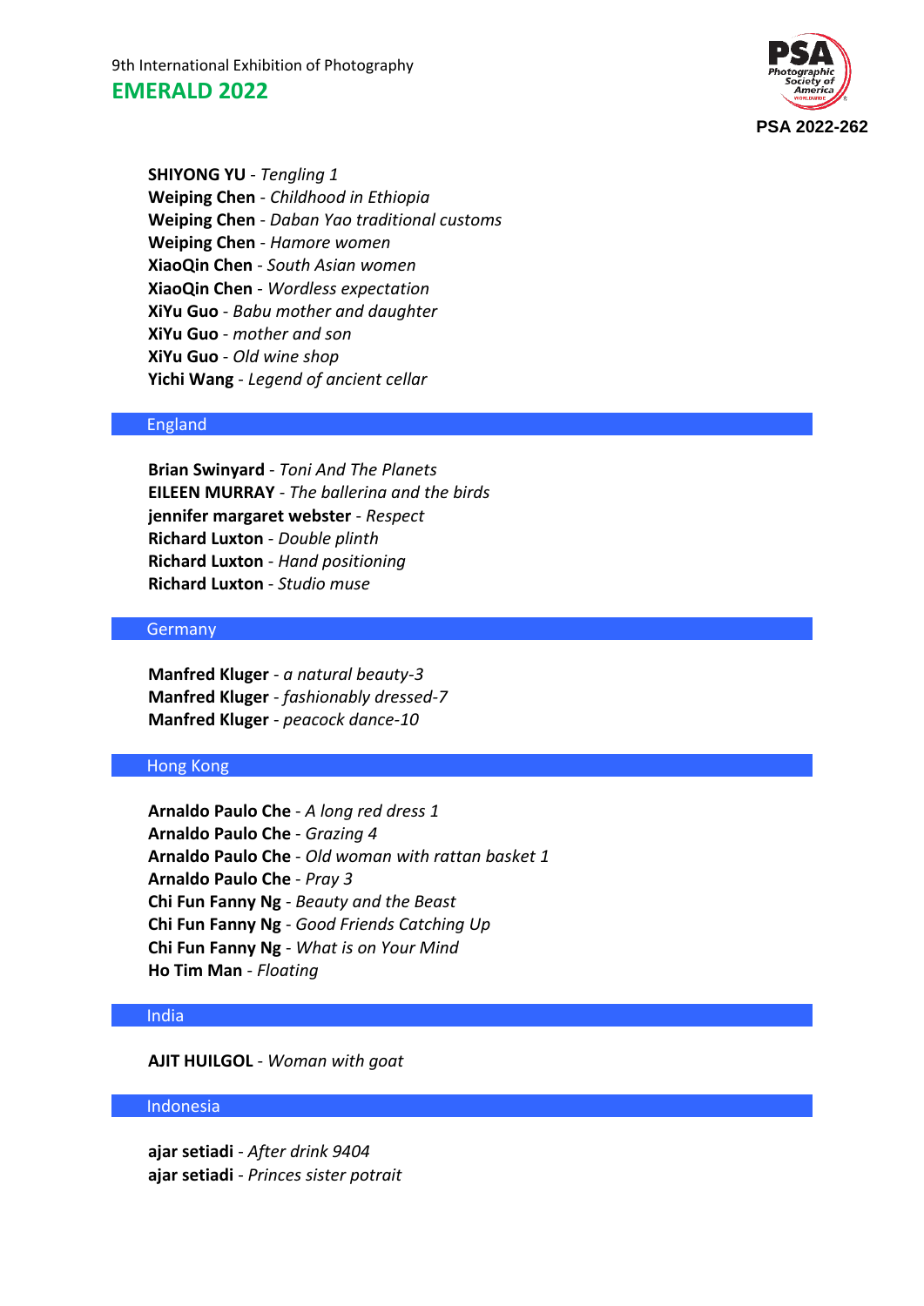**SHIYONG YU** - *Tengling 1*
**Weiping Chen** - *Childhood in Ethiopia*
**Weiping Chen** - *Daban Yao traditional customs*
**Weiping Chen** - *Hamore women*
**XiaoQin Chen** - *South Asian women*
**XiaoQin Chen** - *Wordless expectation*
**XiYu Guo** - *Babu mother and daughter*
**XiYu Guo** - *mother and son*
**XiYu Guo** - *Old wine shop*
**Yichi Wang** - *Legend of ancient cellar*

## England

**Brian Swinyard** - *Toni And The Planets*
**EILEEN MURRAY** - *The ballerina and the birds*
**jennifer margaret webster** - *Respect*
**Richard Luxton** - *Double plinth*
**Richard Luxton** - *Hand positioning*
**Richard Luxton** - *Studio muse*

## Germany

**Manfred Kluger** - *a natural beauty-3*
**Manfred Kluger** - *fashionably dressed-7*
**Manfred Kluger** - *peacock dance-10*

## Hong Kong

**Arnaldo Paulo Che** - *A long red dress 1*
**Arnaldo Paulo Che** - *Grazing 4*
**Arnaldo Paulo Che** - *Old woman with rattan basket 1*
**Arnaldo Paulo Che** - *Pray 3*
**Chi Fun Fanny Ng** - *Beauty and the Beast*
**Chi Fun Fanny Ng** - *Good Friends Catching Up*
**Chi Fun Fanny Ng** - *What is on Your Mind*
**Ho Tim Man** - *Floating*

## India

**AJIT HUILGOL** - *Woman with goat*

## Indonesia

**ajar setiadi** - *After drink 9404*
**ajar setiadi** - *Princes sister potrait*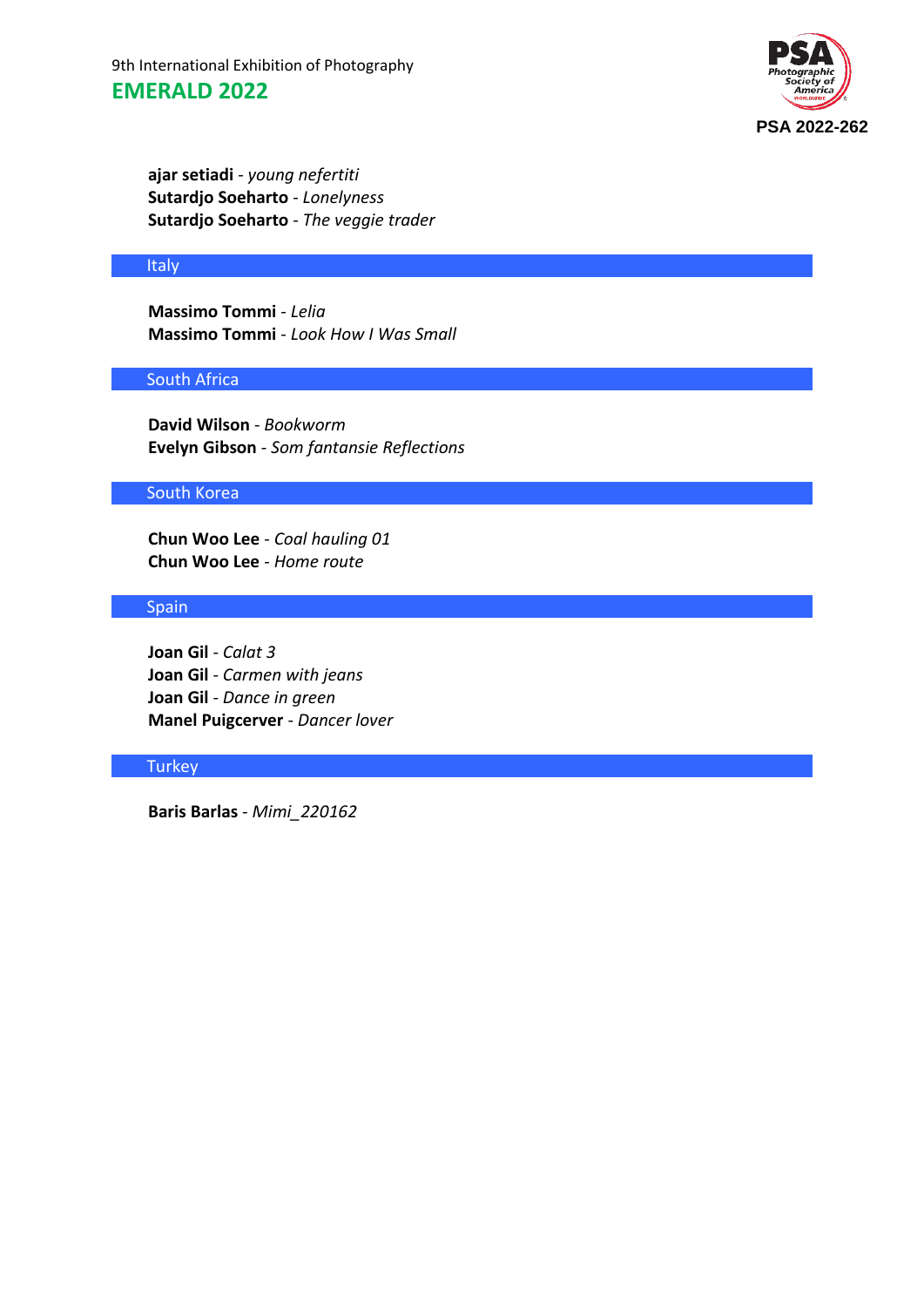**ajar setiadi** - *young nefertiti*
**Sutardjo Soeharto** - *Lonelyness*
**Sutardjo Soeharto** - *The veggie trader*

## Italy

**Massimo Tommi** - *Lelia*
**Massimo Tommi** - *Look How I Was Small*

## South Africa

**David Wilson** - *Bookworm*
**Evelyn Gibson** - *Som fantansie Reflections*

## South Korea

**Chun Woo Lee** - *Coal hauling 01*
**Chun Woo Lee** - *Home route*

## Spain

**Joan Gil** - *Calat 3*
**Joan Gil** - *Carmen with jeans*
**Joan Gil** - *Dance in green*
**Manel Puigcerver** - *Dancer lover*

## Turkey

**Baris Barlas** - *Mimi_220162*